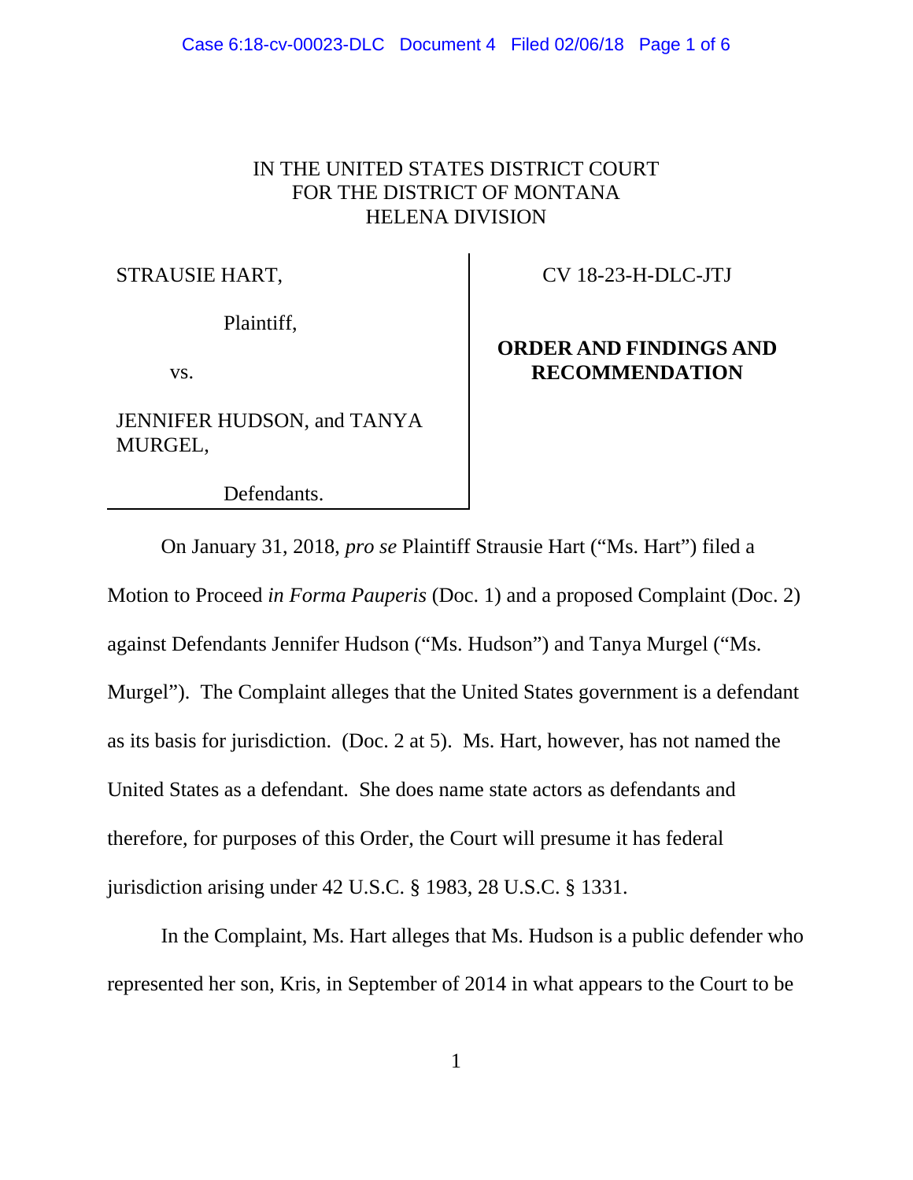IN THE UNITED STATES DISTRICT COURT
FOR THE DISTRICT OF MONTANA
HELENA DIVISION

STRAUSIE HART,

Plaintiff,

vs.

JENNIFER HUDSON, and TANYA MURGEL,

Defendants.

CV 18-23-H-DLC-JTJ

**ORDER AND FINDINGS AND RECOMMENDATION**

On January 31, 2018, *pro se* Plaintiff Strausie Hart ("Ms. Hart") filed a Motion to Proceed *in Forma Pauperis* (Doc. 1) and a proposed Complaint (Doc. 2) against Defendants Jennifer Hudson ("Ms. Hudson") and Tanya Murgel ("Ms. Murgel"). The Complaint alleges that the United States government is a defendant as its basis for jurisdiction. (Doc. 2 at 5). Ms. Hart, however, has not named the United States as a defendant. She does name state actors as defendants and therefore, for purposes of this Order, the Court will presume it has federal jurisdiction arising under 42 U.S.C. § 1983, 28 U.S.C. § 1331.

In the Complaint, Ms. Hart alleges that Ms. Hudson is a public defender who represented her son, Kris, in September of 2014 in what appears to the Court to be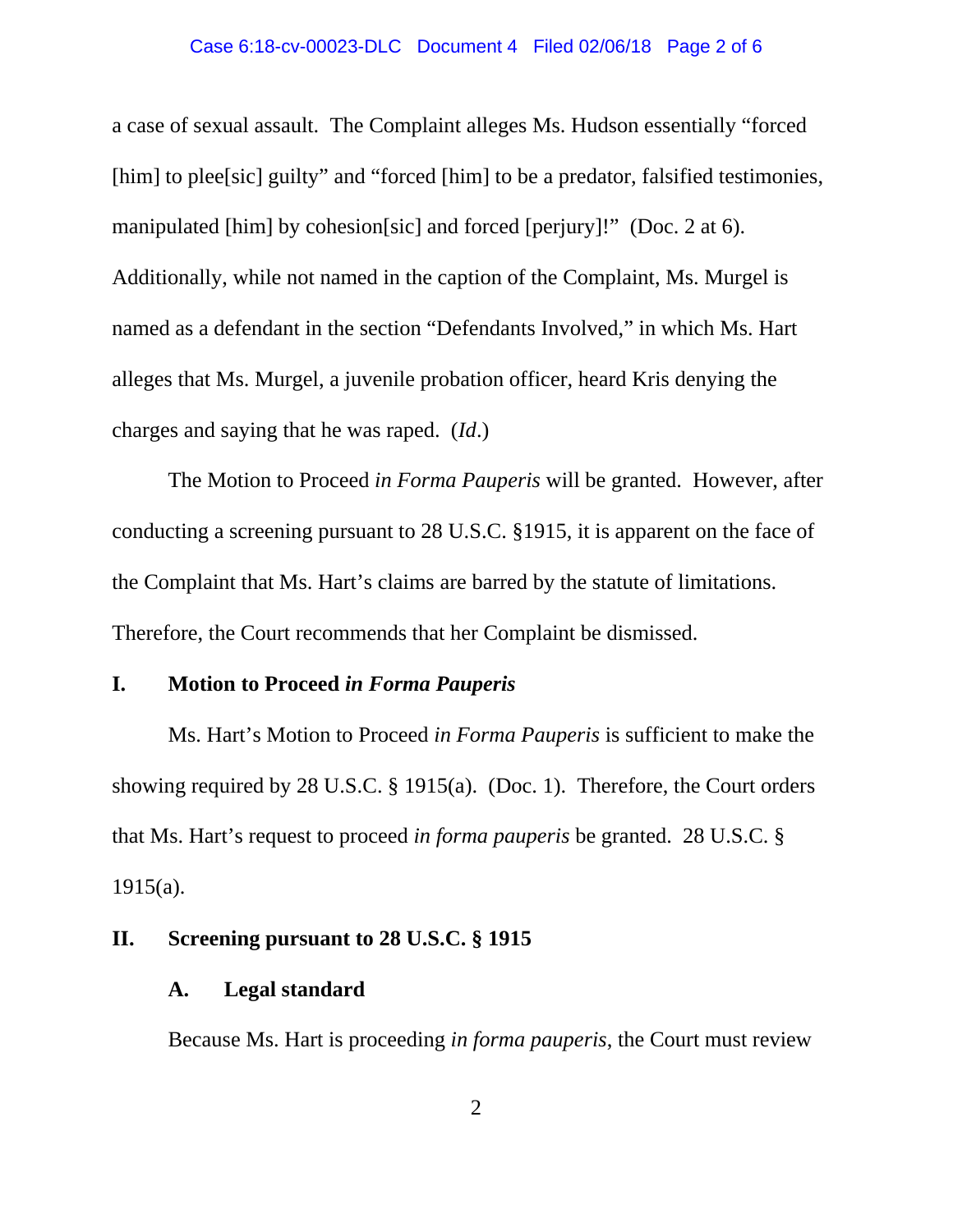a case of sexual assault. The Complaint alleges Ms. Hudson essentially "forced [him] to plee[sic] guilty" and "forced [him] to be a predator, falsified testimonies, manipulated [him] by cohesion[sic] and forced [perjury]!" (Doc. 2 at 6). Additionally, while not named in the caption of the Complaint, Ms. Murgel is named as a defendant in the section "Defendants Involved," in which Ms. Hart alleges that Ms. Murgel, a juvenile probation officer, heard Kris denying the charges and saying that he was raped. (*Id*.)

The Motion to Proceed *in Forma Pauperis* will be granted. However, after conducting a screening pursuant to 28 U.S.C. §1915, it is apparent on the face of the Complaint that Ms. Hart's claims are barred by the statute of limitations. Therefore, the Court recommends that her Complaint be dismissed.

## I. Motion to Proceed *in Forma Pauperis*

Ms. Hart's Motion to Proceed *in Forma Pauperis* is sufficient to make the showing required by 28 U.S.C. § 1915(a). (Doc. 1). Therefore, the Court orders that Ms. Hart's request to proceed *in forma pauperis* be granted. 28 U.S.C. § 1915(a).

## II. Screening pursuant to 28 U.S.C. § 1915

### A. Legal standard

Because Ms. Hart is proceeding *in forma pauperis*, the Court must review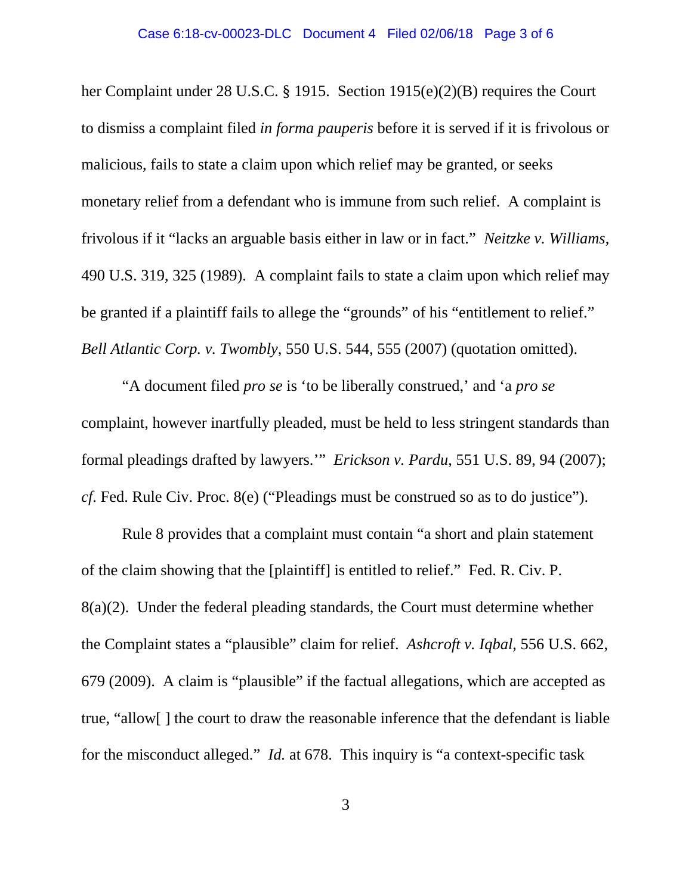her Complaint under 28 U.S.C. § 1915. Section 1915(e)(2)(B) requires the Court to dismiss a complaint filed *in forma pauperis* before it is served if it is frivolous or malicious, fails to state a claim upon which relief may be granted, or seeks monetary relief from a defendant who is immune from such relief. A complaint is frivolous if it "lacks an arguable basis either in law or in fact." *Neitzke v. Williams*, 490 U.S. 319, 325 (1989). A complaint fails to state a claim upon which relief may be granted if a plaintiff fails to allege the "grounds" of his "entitlement to relief." *Bell Atlantic Corp. v. Twombly*, 550 U.S. 544, 555 (2007) (quotation omitted).

"A document filed *pro se* is 'to be liberally construed,' and 'a *pro se* complaint, however inartfully pleaded, must be held to less stringent standards than formal pleadings drafted by lawyers.'" *Erickson v. Pardu*, 551 U.S. 89, 94 (2007); *cf.* Fed. Rule Civ. Proc. 8(e) ("Pleadings must be construed so as to do justice").

Rule 8 provides that a complaint must contain "a short and plain statement of the claim showing that the [plaintiff] is entitled to relief." Fed. R. Civ. P. 8(a)(2). Under the federal pleading standards, the Court must determine whether the Complaint states a "plausible" claim for relief. *Ashcroft v. Iqbal*, 556 U.S. 662, 679 (2009). A claim is "plausible" if the factual allegations, which are accepted as true, "allow[ ] the court to draw the reasonable inference that the defendant is liable for the misconduct alleged." *Id.* at 678. This inquiry is "a context-specific task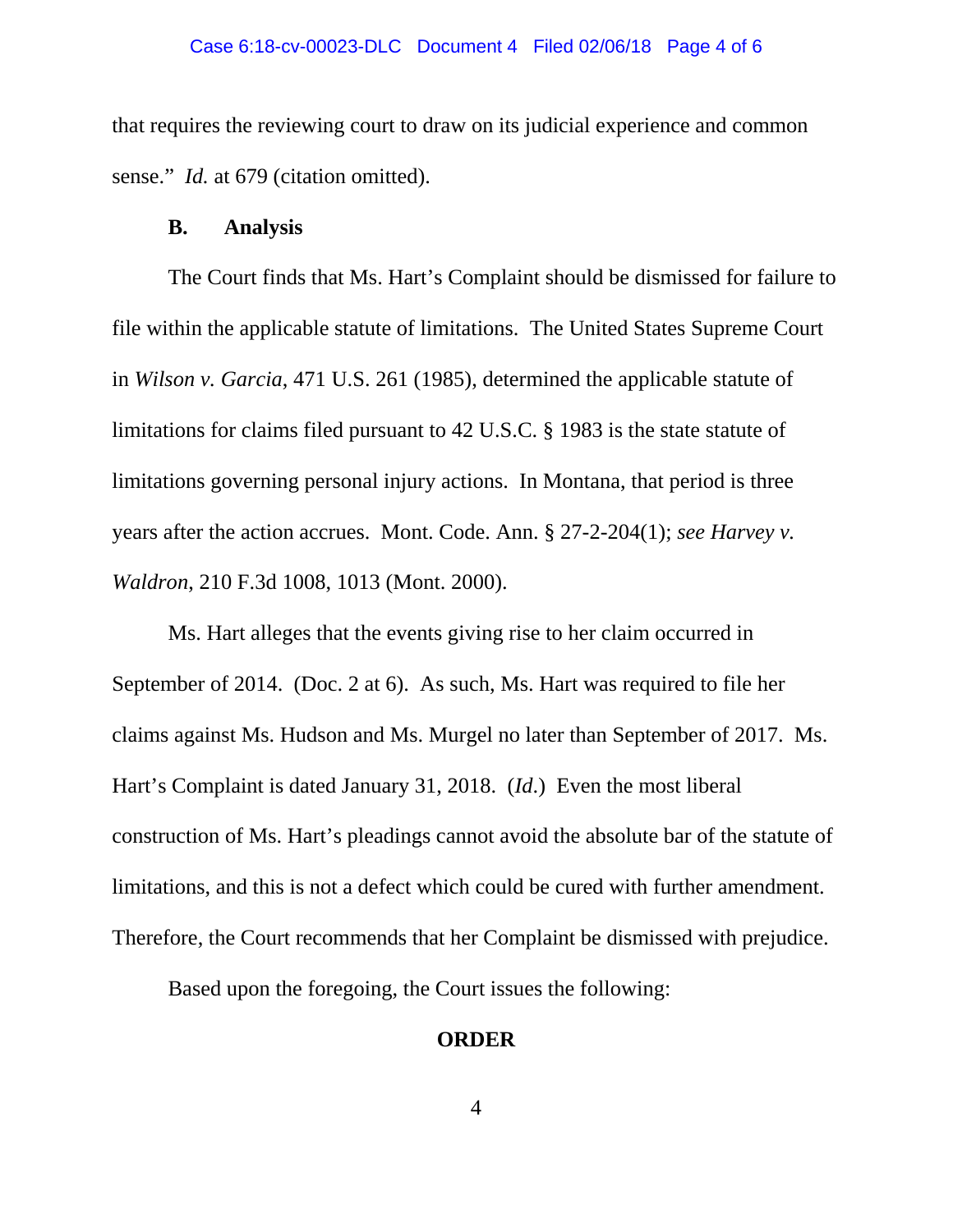that requires the reviewing court to draw on its judicial experience and common sense." *Id.* at 679 (citation omitted).

### B. Analysis

The Court finds that Ms. Hart's Complaint should be dismissed for failure to file within the applicable statute of limitations. The United States Supreme Court in *Wilson v. Garcia*, 471 U.S. 261 (1985), determined the applicable statute of limitations for claims filed pursuant to 42 U.S.C. § 1983 is the state statute of limitations governing personal injury actions. In Montana, that period is three years after the action accrues. Mont. Code. Ann. § 27-2-204(1); *see Harvey v. Waldron,* 210 F.3d 1008, 1013 (Mont. 2000).

Ms. Hart alleges that the events giving rise to her claim occurred in September of 2014. (Doc. 2 at 6). As such, Ms. Hart was required to file her claims against Ms. Hudson and Ms. Murgel no later than September of 2017. Ms. Hart's Complaint is dated January 31, 2018. (*Id.*) Even the most liberal construction of Ms. Hart's pleadings cannot avoid the absolute bar of the statute of limitations, and this is not a defect which could be cured with further amendment. Therefore, the Court recommends that her Complaint be dismissed with prejudice.

Based upon the foregoing, the Court issues the following:

**ORDER**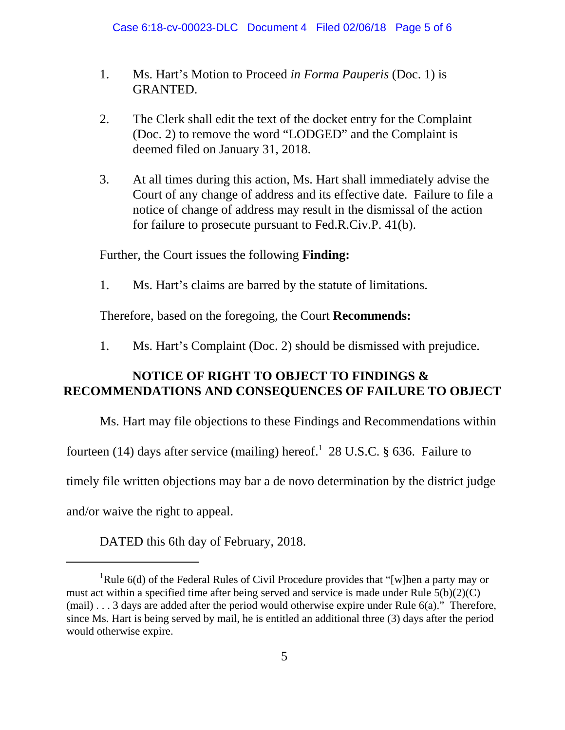1. Ms. Hart's Motion to Proceed *in Forma Pauperis* (Doc. 1) is GRANTED.

2. The Clerk shall edit the text of the docket entry for the Complaint (Doc. 2) to remove the word "LODGED" and the Complaint is deemed filed on January 31, 2018.

3. At all times during this action, Ms. Hart shall immediately advise the Court of any change of address and its effective date. Failure to file a notice of change of address may result in the dismissal of the action for failure to prosecute pursuant to Fed.R.Civ.P. 41(b).

Further, the Court issues the following **Finding:**

1. Ms. Hart's claims are barred by the statute of limitations.

Therefore, based on the foregoing, the Court **Recommends:**

1. Ms. Hart's Complaint (Doc. 2) should be dismissed with prejudice.

## NOTICE OF RIGHT TO OBJECT TO FINDINGS & RECOMMENDATIONS AND CONSEQUENCES OF FAILURE TO OBJECT

Ms. Hart may file objections to these Findings and Recommendations within fourteen (14) days after service (mailing) hereof.[1] 28 U.S.C. § 636. Failure to timely file written objections may bar a de novo determination by the district judge and/or waive the right to appeal.

DATED this 6th day of February, 2018.

---

[1]Rule 6(d) of the Federal Rules of Civil Procedure provides that "[w]hen a party may or must act within a specified time after being served and service is made under Rule 5(b)(2)(C) (mail) . . . 3 days are added after the period would otherwise expire under Rule 6(a)." Therefore, since Ms. Hart is being served by mail, he is entitled an additional three (3) days after the period would otherwise expire.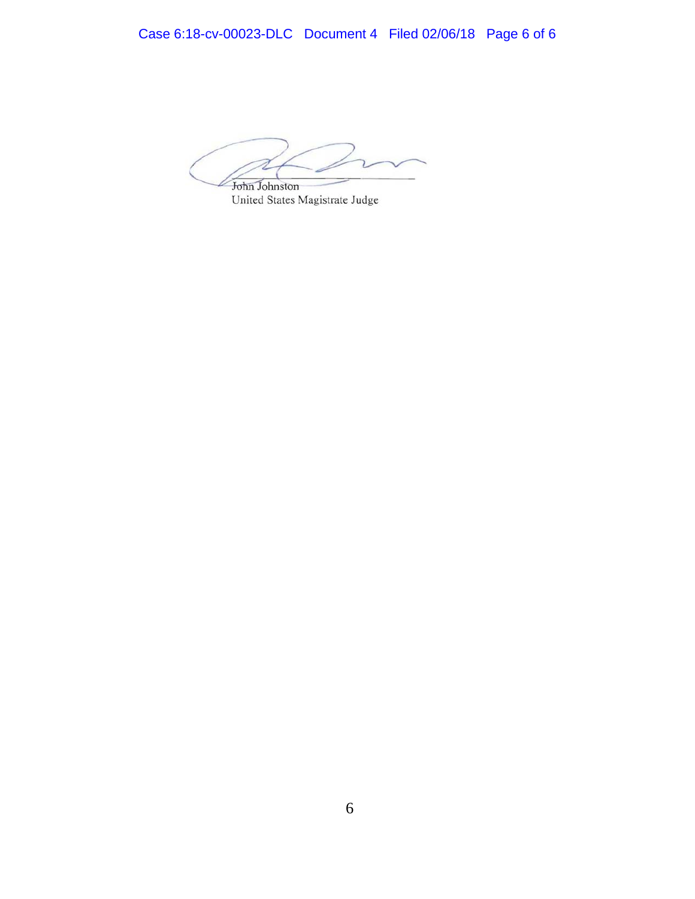John Johnston
United States Magistrate Judge